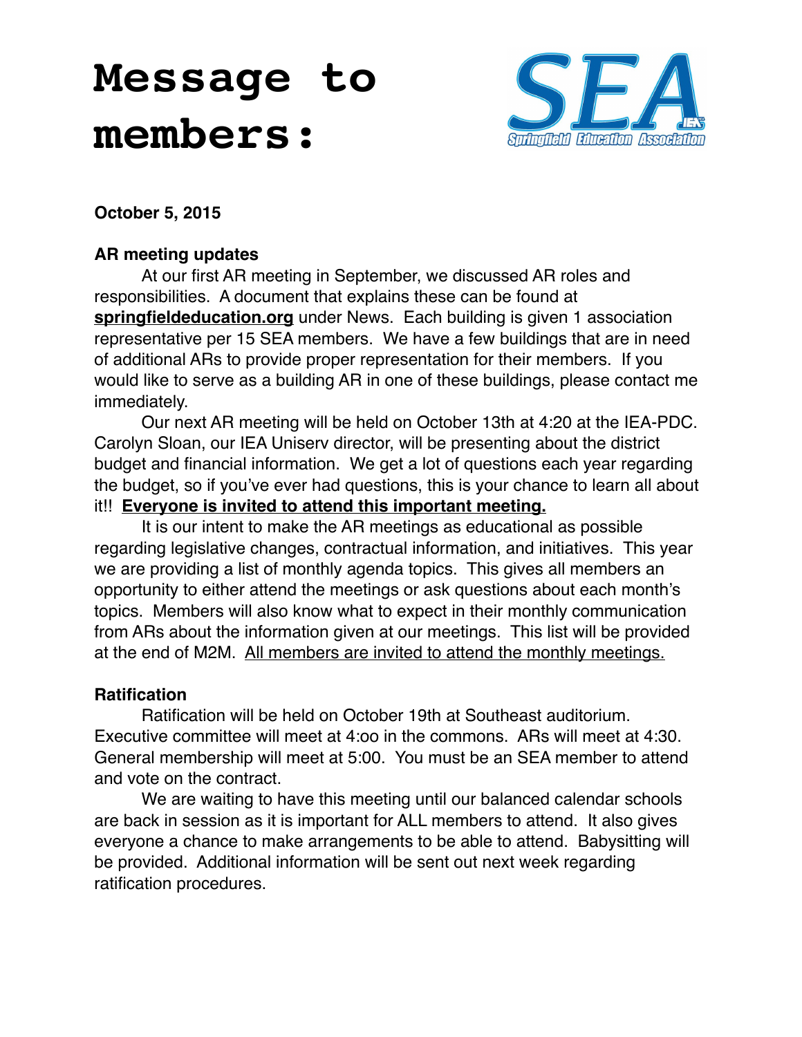# Message to members:

**October 5, 2015**

**AR meeting updates**

At our first AR meeting in September, we discussed AR roles and responsibilities. A document that explains these can be found at **springfieldeducation.org** under News. Each building is given 1 association representative per 15 SEA members. We have a few buildings that are in need of additional ARs to provide proper representation for their members. If you would like to serve as a building AR in one of these buildings, please contact me immediately.

Our next AR meeting will be held on October 13th at 4:20 at the IEA-PDC. Carolyn Sloan, our IEA Uniserv director, will be presenting about the district budget and financial information. We get a lot of questions each year regarding the budget, so if you've ever had questions, this is your chance to learn all about it!! **Everyone is invited to attend this important meeting.**

It is our intent to make the AR meetings as educational as possible regarding legislative changes, contractual information, and initiatives. This year we are providing a list of monthly agenda topics. This gives all members an opportunity to either attend the meetings or ask questions about each month's topics. Members will also know what to expect in their monthly communication from ARs about the information given at our meetings. This list will be provided at the end of M2M. All members are invited to attend the monthly meetings.

**Ratification**

Ratification will be held on October 19th at Southeast auditorium. Executive committee will meet at 4:oo in the commons. ARs will meet at 4:30. General membership will meet at 5:00. You must be an SEA member to attend and vote on the contract.

We are waiting to have this meeting until our balanced calendar schools are back in session as it is important for ALL members to attend. It also gives everyone a chance to make arrangements to be able to attend. Babysitting will be provided. Additional information will be sent out next week regarding ratification procedures.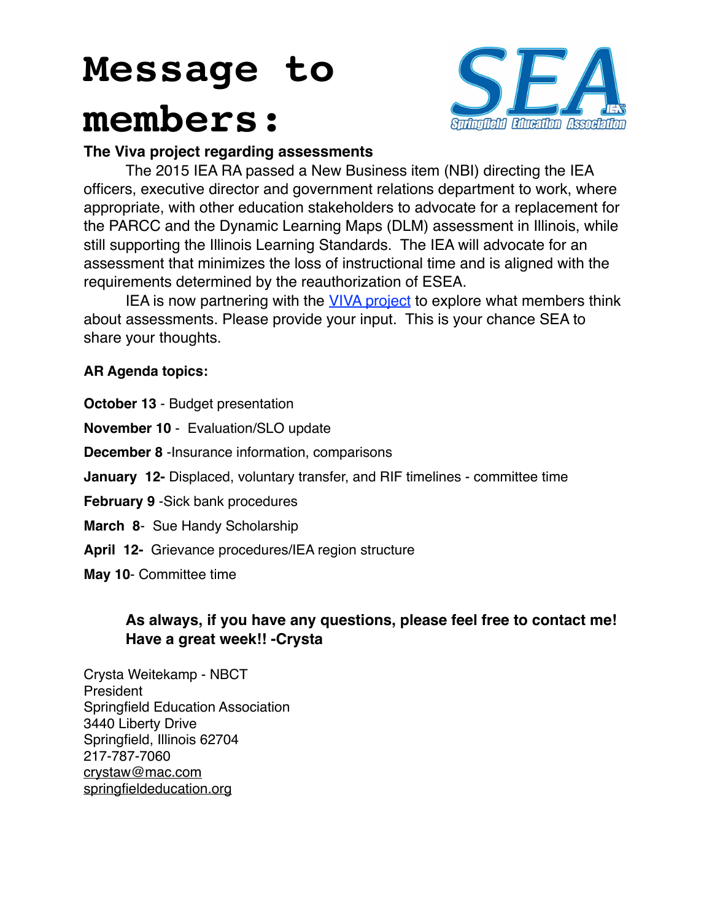# Message to members:

### The Viva project regarding assessments

The 2015 IEA RA passed a New Business item (NBI) directing the IEA officers, executive director and government relations department to work, where appropriate, with other education stakeholders to advocate for a replacement for the PARCC and the Dynamic Learning Maps (DLM) assessment in Illinois, while still supporting the Illinois Learning Standards. The IEA will advocate for an assessment that minimizes the loss of instructional time and is aligned with the requirements determined by the reauthorization of ESEA.

IEA is now partnering with the VIVA project to explore what members think about assessments. Please provide your input. This is your chance SEA to share your thoughts.

**AR Agenda topics:**

**October 13** - Budget presentation

**November 10** - Evaluation/SLO update

**December 8** -Insurance information, comparisons

**January 12-** Displaced, voluntary transfer, and RIF timelines - committee time

**February 9** -Sick bank procedures

**March 8-** Sue Handy Scholarship

**April 12-** Grievance procedures/IEA region structure

**May 10**- Committee time

**As always, if you have any questions, please feel free to contact me! Have a great week!! -Crysta**

Crysta Weitekamp - NBCT
President
Springfield Education Association
3440 Liberty Drive
Springfield, Illinois 62704
217-787-7060
crystaw@mac.com
springfieldeducation.org